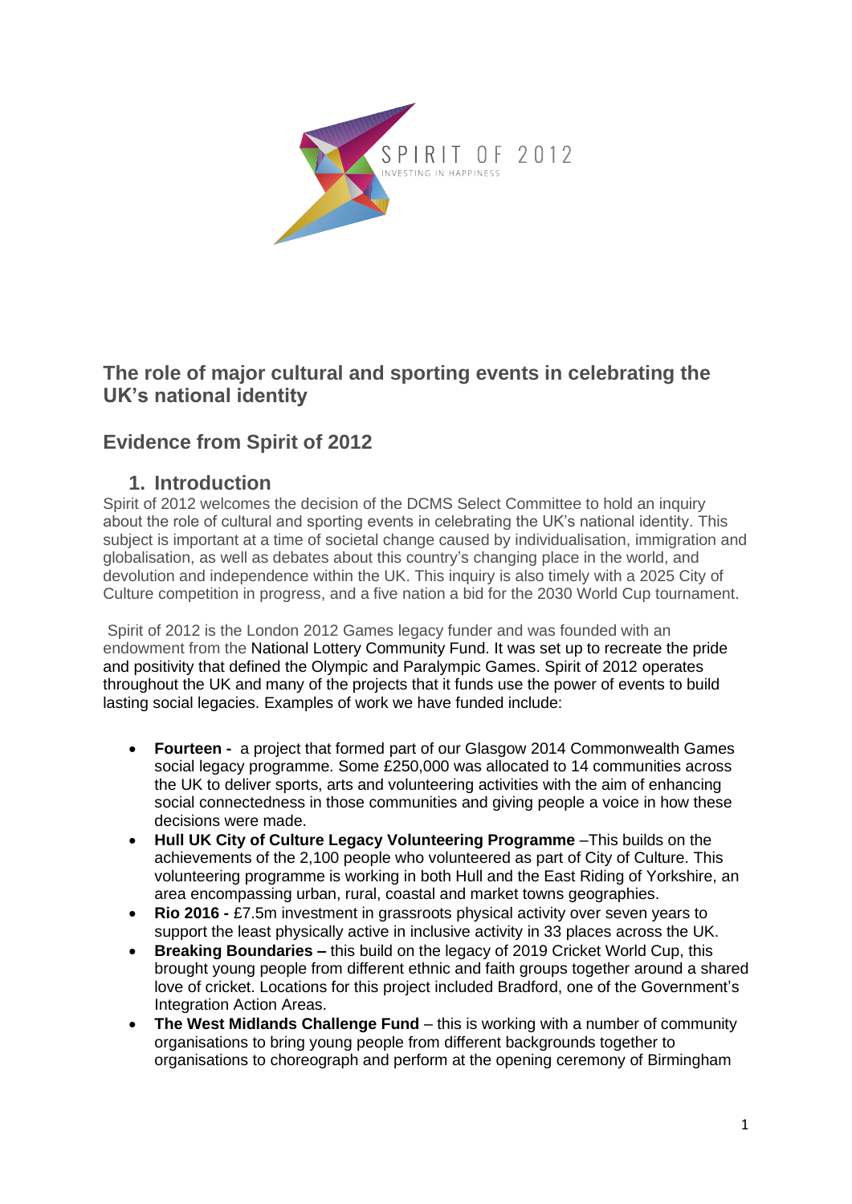SPIRIT OF 2012

INVESTING IN HAPPINESS

## The role of major cultural and sporting events in celebrating the UK's national identity

## Evidence from Spirit of 2012

### 1. Introduction

Spirit of 2012 welcomes the decision of the DCMS Select Committee to hold an inquiry about the role of cultural and sporting events in celebrating the UK's national identity. This subject is important at a time of societal change caused by individualisation, immigration and globalisation, as well as debates about this country's changing place in the world, and devolution and independence within the UK. This inquiry is also timely with a 2025 City of Culture competition in progress, and a five nation a bid for the 2030 World Cup tournament.

Spirit of 2012 is the London 2012 Games legacy funder and was founded with an endowment from the National Lottery Community Fund. It was set up to recreate the pride and positivity that defined the Olympic and Paralympic Games. Spirit of 2012 operates throughout the UK and many of the projects that it funds use the power of events to build lasting social legacies. Examples of work we have funded include:

- **Fourteen -** a project that formed part of our Glasgow 2014 Commonwealth Games social legacy programme. Some £250,000 was allocated to 14 communities across the UK to deliver sports, arts and volunteering activities with the aim of enhancing social connectedness in those communities and giving people a voice in how these decisions were made.
- **Hull UK City of Culture Legacy Volunteering Programme** –This builds on the achievements of the 2,100 people who volunteered as part of City of Culture. This volunteering programme is working in both Hull and the East Riding of Yorkshire, an area encompassing urban, rural, coastal and market towns geographies.
- **Rio 2016 -** £7.5m investment in grassroots physical activity over seven years to support the least physically active in inclusive activity in 33 places across the UK.
- **Breaking Boundaries –** this build on the legacy of 2019 Cricket World Cup, this brought young people from different ethnic and faith groups together around a shared love of cricket. Locations for this project included Bradford, one of the Government's Integration Action Areas.
- **The West Midlands Challenge Fund** – this is working with a number of community organisations to bring young people from different backgrounds together to organisations to choreograph and perform at the opening ceremony of Birmingham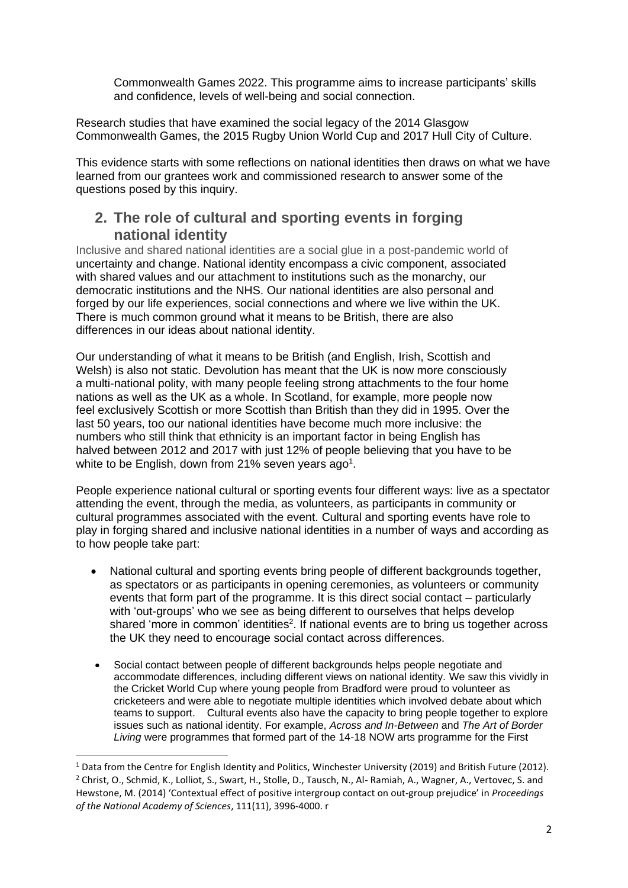Commonwealth Games 2022. This programme aims to increase participants' skills and confidence, levels of well-being and social connection.

Research studies that have examined the social legacy of the 2014 Glasgow Commonwealth Games, the 2015 Rugby Union World Cup and 2017 Hull City of Culture.

This evidence starts with some reflections on national identities then draws on what we have learned from our grantees work and commissioned research to answer some of the questions posed by this inquiry.

## 2. The role of cultural and sporting events in forging national identity

Inclusive and shared national identities are a social glue in a post-pandemic world of uncertainty and change. National identity encompass a civic component, associated with shared values and our attachment to institutions such as the monarchy, our democratic institutions and the NHS. Our national identities are also personal and forged by our life experiences, social connections and where we live within the UK. There is much common ground what it means to be British, there are also differences in our ideas about national identity.

Our understanding of what it means to be British (and English, Irish, Scottish and Welsh) is also not static. Devolution has meant that the UK is now more consciously a multi-national polity, with many people feeling strong attachments to the four home nations as well as the UK as a whole. In Scotland, for example, more people now feel exclusively Scottish or more Scottish than British than they did in 1995. Over the last 50 years, too our national identities have become much more inclusive: the numbers who still think that ethnicity is an important factor in being English has halved between 2012 and 2017 with just 12% of people believing that you have to be white to be English, down from 21% seven years ago[1].

People experience national cultural or sporting events four different ways: live as a spectator attending the event, through the media, as volunteers, as participants in community or cultural programmes associated with the event. Cultural and sporting events have role to play in forging shared and inclusive national identities in a number of ways and according as to how people take part:

- National cultural and sporting events bring people of different backgrounds together, as spectators or as participants in opening ceremonies, as volunteers or community events that form part of the programme. It is this direct social contact – particularly with 'out-groups' who we see as being different to ourselves that helps develop shared 'more in common' identities[2]. If national events are to bring us together across the UK they need to encourage social contact across differences.

- Social contact between people of different backgrounds helps people negotiate and accommodate differences, including different views on national identity. We saw this vividly in the Cricket World Cup where young people from Bradford were proud to volunteer as cricketeers and were able to negotiate multiple identities which involved debate about which teams to support. Cultural events also have the capacity to bring people together to explore issues such as national identity. For example, *Across and In-Between* and *The Art of Border Living* were programmes that formed part of the 14-18 NOW arts programme for the First

---

[1] Data from the Centre for English Identity and Politics, Winchester University (2019) and British Future (2012).

[2] Christ, O., Schmid, K., Lolliot, S., Swart, H., Stolle, D., Tausch, N., Al- Ramiah, A., Wagner, A., Vertovec, S. and Hewstone, M. (2014) 'Contextual effect of positive intergroup contact on out-group prejudice' in *Proceedings of the National Academy of Sciences*, 111(11), 3996-4000. r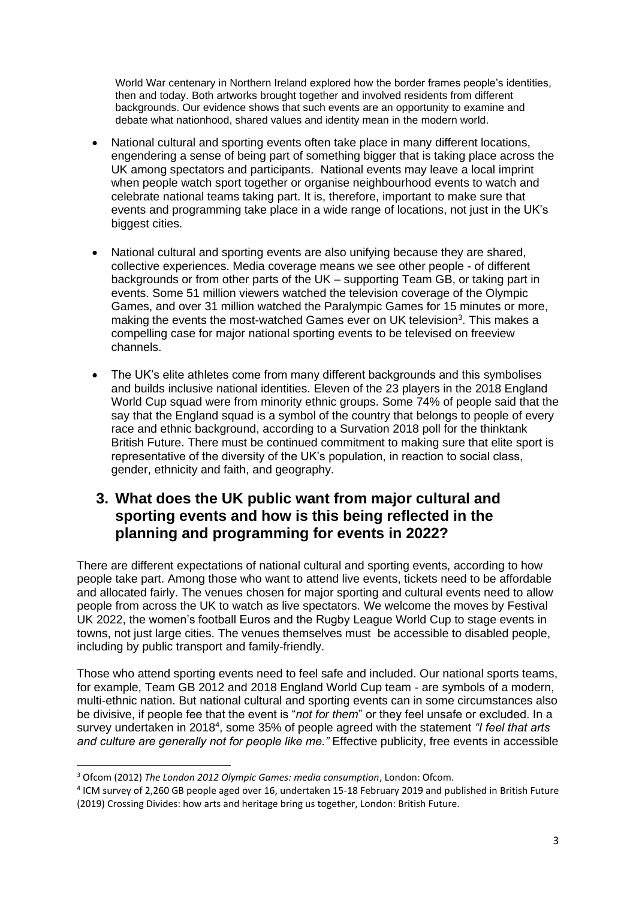World War centenary in Northern Ireland explored how the border frames people's identities, then and today. Both artworks brought together and involved residents from different backgrounds. Our evidence shows that such events are an opportunity to examine and debate what nationhood, shared values and identity mean in the modern world.

- National cultural and sporting events often take place in many different locations, engendering a sense of being part of something bigger that is taking place across the UK among spectators and participants. National events may leave a local imprint when people watch sport together or organise neighbourhood events to watch and celebrate national teams taking part. It is, therefore, important to make sure that events and programming take place in a wide range of locations, not just in the UK's biggest cities.

- National cultural and sporting events are also unifying because they are shared, collective experiences. Media coverage means we see other people - of different backgrounds or from other parts of the UK – supporting Team GB, or taking part in events. Some 51 million viewers watched the television coverage of the Olympic Games, and over 31 million watched the Paralympic Games for 15 minutes or more, making the events the most-watched Games ever on UK television[3]. This makes a compelling case for major national sporting events to be televised on freeview channels.

- The UK's elite athletes come from many different backgrounds and this symbolises and builds inclusive national identities. Eleven of the 23 players in the 2018 England World Cup squad were from minority ethnic groups. Some 74% of people said that the say that the England squad is a symbol of the country that belongs to people of every race and ethnic background, according to a Survation 2018 poll for the thinktank British Future. There must be continued commitment to making sure that elite sport is representative of the diversity of the UK's population, in reaction to social class, gender, ethnicity and faith, and geography.

## 3. What does the UK public want from major cultural and sporting events and how is this being reflected in the planning and programming for events in 2022?

There are different expectations of national cultural and sporting events, according to how people take part. Among those who want to attend live events, tickets need to be affordable and allocated fairly. The venues chosen for major sporting and cultural events need to allow people from across the UK to watch as live spectators. We welcome the moves by Festival UK 2022, the women's football Euros and the Rugby League World Cup to stage events in towns, not just large cities. The venues themselves must be accessible to disabled people, including by public transport and family-friendly.

Those who attend sporting events need to feel safe and included. Our national sports teams, for example, Team GB 2012 and 2018 England World Cup team - are symbols of a modern, multi-ethnic nation. But national cultural and sporting events can in some circumstances also be divisive, if people fee that the event is "*not for them*" or they feel unsafe or excluded. In a survey undertaken in 2018[4], some 35% of people agreed with the statement *"I feel that arts and culture are generally not for people like me."* Effective publicity, free events in accessible

---

[3] Ofcom (2012) *The London 2012 Olympic Games: media consumption*, London: Ofcom.

[4] ICM survey of 2,260 GB people aged over 16, undertaken 15-18 February 2019 and published in British Future (2019) Crossing Divides: how arts and heritage bring us together, London: British Future.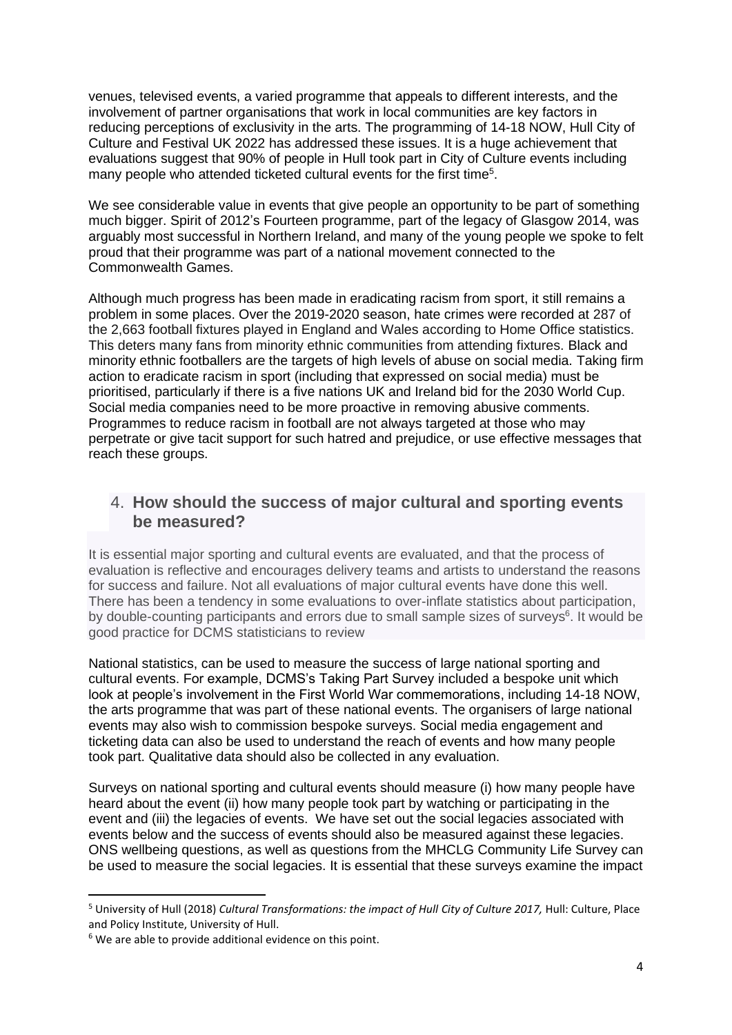venues, televised events, a varied programme that appeals to different interests, and the involvement of partner organisations that work in local communities are key factors in reducing perceptions of exclusivity in the arts. The programming of 14-18 NOW, Hull City of Culture and Festival UK 2022 has addressed these issues. It is a huge achievement that evaluations suggest that 90% of people in Hull took part in City of Culture events including many people who attended ticketed cultural events for the first time[5].

We see considerable value in events that give people an opportunity to be part of something much bigger. Spirit of 2012's Fourteen programme, part of the legacy of Glasgow 2014, was arguably most successful in Northern Ireland, and many of the young people we spoke to felt proud that their programme was part of a national movement connected to the Commonwealth Games.

Although much progress has been made in eradicating racism from sport, it still remains a problem in some places. Over the 2019-2020 season, hate crimes were recorded at 287 of the 2,663 football fixtures played in England and Wales according to Home Office statistics. This deters many fans from minority ethnic communities from attending fixtures. Black and minority ethnic footballers are the targets of high levels of abuse on social media. Taking firm action to eradicate racism in sport (including that expressed on social media) must be prioritised, particularly if there is a five nations UK and Ireland bid for the 2030 World Cup. Social media companies need to be more proactive in removing abusive comments. Programmes to reduce racism in football are not always targeted at those who may perpetrate or give tacit support for such hatred and prejudice, or use effective messages that reach these groups.

## 4. How should the success of major cultural and sporting events be measured?

It is essential major sporting and cultural events are evaluated, and that the process of evaluation is reflective and encourages delivery teams and artists to understand the reasons for success and failure. Not all evaluations of major cultural events have done this well. There has been a tendency in some evaluations to over-inflate statistics about participation, by double-counting participants and errors due to small sample sizes of surveys[6]. It would be good practice for DCMS statisticians to review

National statistics, can be used to measure the success of large national sporting and cultural events. For example, DCMS's Taking Part Survey included a bespoke unit which look at people's involvement in the First World War commemorations, including 14-18 NOW, the arts programme that was part of these national events. The organisers of large national events may also wish to commission bespoke surveys. Social media engagement and ticketing data can also be used to understand the reach of events and how many people took part. Qualitative data should also be collected in any evaluation.

Surveys on national sporting and cultural events should measure (i) how many people have heard about the event (ii) how many people took part by watching or participating in the event and (iii) the legacies of events. We have set out the social legacies associated with events below and the success of events should also be measured against these legacies. ONS wellbeing questions, as well as questions from the MHCLG Community Life Survey can be used to measure the social legacies. It is essential that these surveys examine the impact

---

[5] University of Hull (2018) *Cultural Transformations: the impact of Hull City of Culture 2017,* Hull: Culture, Place and Policy Institute, University of Hull.

[6] We are able to provide additional evidence on this point.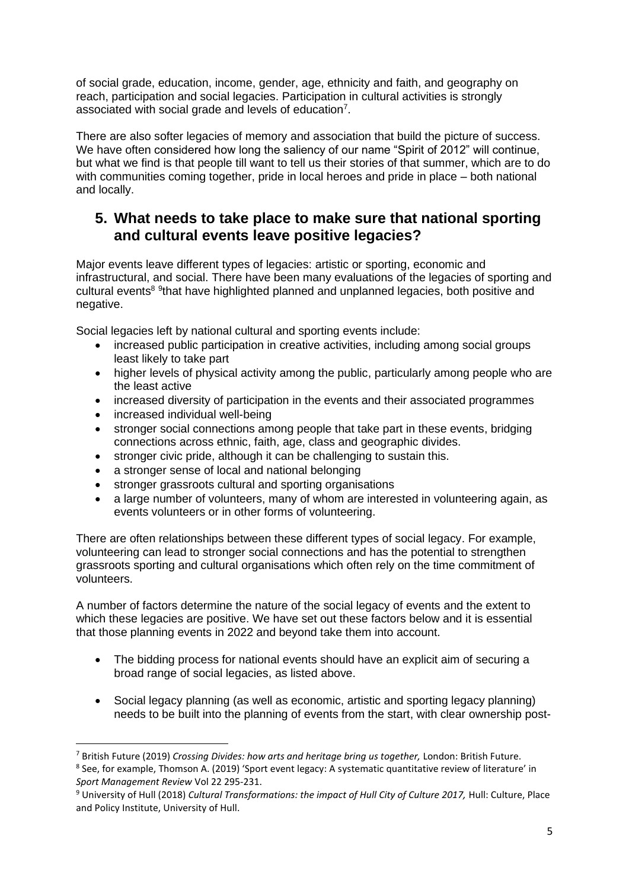of social grade, education, income, gender, age, ethnicity and faith, and geography on reach, participation and social legacies. Participation in cultural activities is strongly associated with social grade and levels of education[7].

There are also softer legacies of memory and association that build the picture of success. We have often considered how long the saliency of our name "Spirit of 2012" will continue, but what we find is that people till want to tell us their stories of that summer, which are to do with communities coming together, pride in local heroes and pride in place – both national and locally.

## 5. What needs to take place to make sure that national sporting and cultural events leave positive legacies?

Major events leave different types of legacies: artistic or sporting, economic and infrastructural, and social. There have been many evaluations of the legacies of sporting and cultural events[8] [9]that have highlighted planned and unplanned legacies, both positive and negative.

Social legacies left by national cultural and sporting events include:

- increased public participation in creative activities, including among social groups least likely to take part
- higher levels of physical activity among the public, particularly among people who are the least active
- increased diversity of participation in the events and their associated programmes
- increased individual well-being
- stronger social connections among people that take part in these events, bridging connections across ethnic, faith, age, class and geographic divides.
- stronger civic pride, although it can be challenging to sustain this.
- a stronger sense of local and national belonging
- stronger grassroots cultural and sporting organisations
- a large number of volunteers, many of whom are interested in volunteering again, as events volunteers or in other forms of volunteering.

There are often relationships between these different types of social legacy. For example, volunteering can lead to stronger social connections and has the potential to strengthen grassroots sporting and cultural organisations which often rely on the time commitment of volunteers.

A number of factors determine the nature of the social legacy of events and the extent to which these legacies are positive. We have set out these factors below and it is essential that those planning events in 2022 and beyond take them into account.

- The bidding process for national events should have an explicit aim of securing a broad range of social legacies, as listed above.
- Social legacy planning (as well as economic, artistic and sporting legacy planning) needs to be built into the planning of events from the start, with clear ownership post-

---

[7] British Future (2019) *Crossing Divides: how arts and heritage bring us together,* London: British Future.

[8] See, for example, Thomson A. (2019) 'Sport event legacy: A systematic quantitative review of literature' in *Sport Management Review* Vol 22 295-231.

[9] University of Hull (2018) *Cultural Transformations: the impact of Hull City of Culture 2017,* Hull: Culture, Place and Policy Institute, University of Hull.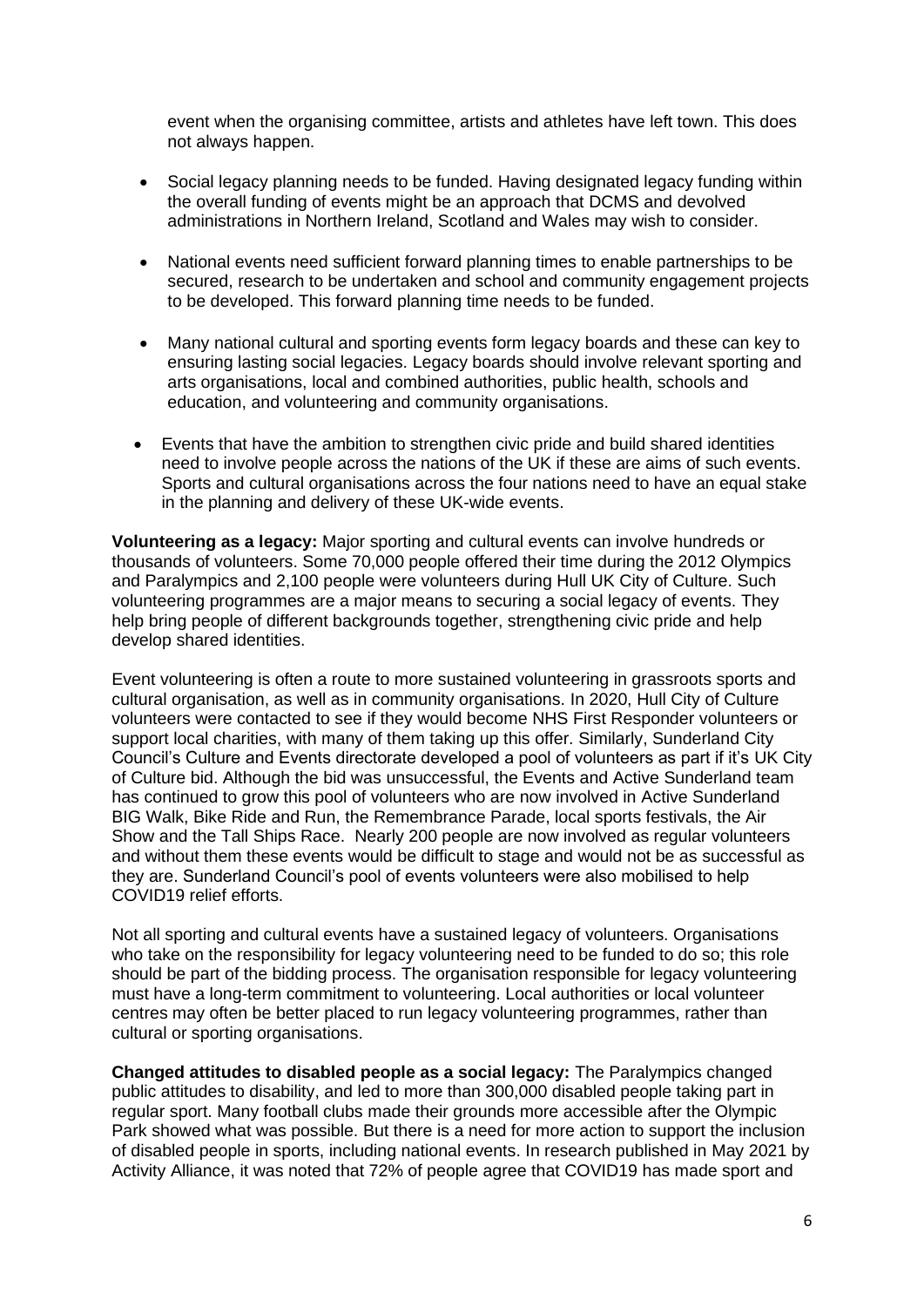event when the organising committee, artists and athletes have left town. This does not always happen.

- Social legacy planning needs to be funded. Having designated legacy funding within the overall funding of events might be an approach that DCMS and devolved administrations in Northern Ireland, Scotland and Wales may wish to consider.
- National events need sufficient forward planning times to enable partnerships to be secured, research to be undertaken and school and community engagement projects to be developed. This forward planning time needs to be funded.
- Many national cultural and sporting events form legacy boards and these can key to ensuring lasting social legacies. Legacy boards should involve relevant sporting and arts organisations, local and combined authorities, public health, schools and education, and volunteering and community organisations.
- Events that have the ambition to strengthen civic pride and build shared identities need to involve people across the nations of the UK if these are aims of such events. Sports and cultural organisations across the four nations need to have an equal stake in the planning and delivery of these UK-wide events.

**Volunteering as a legacy:** Major sporting and cultural events can involve hundreds or thousands of volunteers. Some 70,000 people offered their time during the 2012 Olympics and Paralympics and 2,100 people were volunteers during Hull UK City of Culture. Such volunteering programmes are a major means to securing a social legacy of events. They help bring people of different backgrounds together, strengthening civic pride and help develop shared identities.

Event volunteering is often a route to more sustained volunteering in grassroots sports and cultural organisation, as well as in community organisations. In 2020, Hull City of Culture volunteers were contacted to see if they would become NHS First Responder volunteers or support local charities, with many of them taking up this offer. Similarly, Sunderland City Council's Culture and Events directorate developed a pool of volunteers as part if it's UK City of Culture bid. Although the bid was unsuccessful, the Events and Active Sunderland team has continued to grow this pool of volunteers who are now involved in Active Sunderland BIG Walk, Bike Ride and Run, the Remembrance Parade, local sports festivals, the Air Show and the Tall Ships Race. Nearly 200 people are now involved as regular volunteers and without them these events would be difficult to stage and would not be as successful as they are. Sunderland Council's pool of events volunteers were also mobilised to help COVID19 relief efforts.

Not all sporting and cultural events have a sustained legacy of volunteers. Organisations who take on the responsibility for legacy volunteering need to be funded to do so; this role should be part of the bidding process. The organisation responsible for legacy volunteering must have a long-term commitment to volunteering. Local authorities or local volunteer centres may often be better placed to run legacy volunteering programmes, rather than cultural or sporting organisations.

**Changed attitudes to disabled people as a social legacy:** The Paralympics changed public attitudes to disability, and led to more than 300,000 disabled people taking part in regular sport. Many football clubs made their grounds more accessible after the Olympic Park showed what was possible. But there is a need for more action to support the inclusion of disabled people in sports, including national events. In research published in May 2021 by Activity Alliance, it was noted that 72% of people agree that COVID19 has made sport and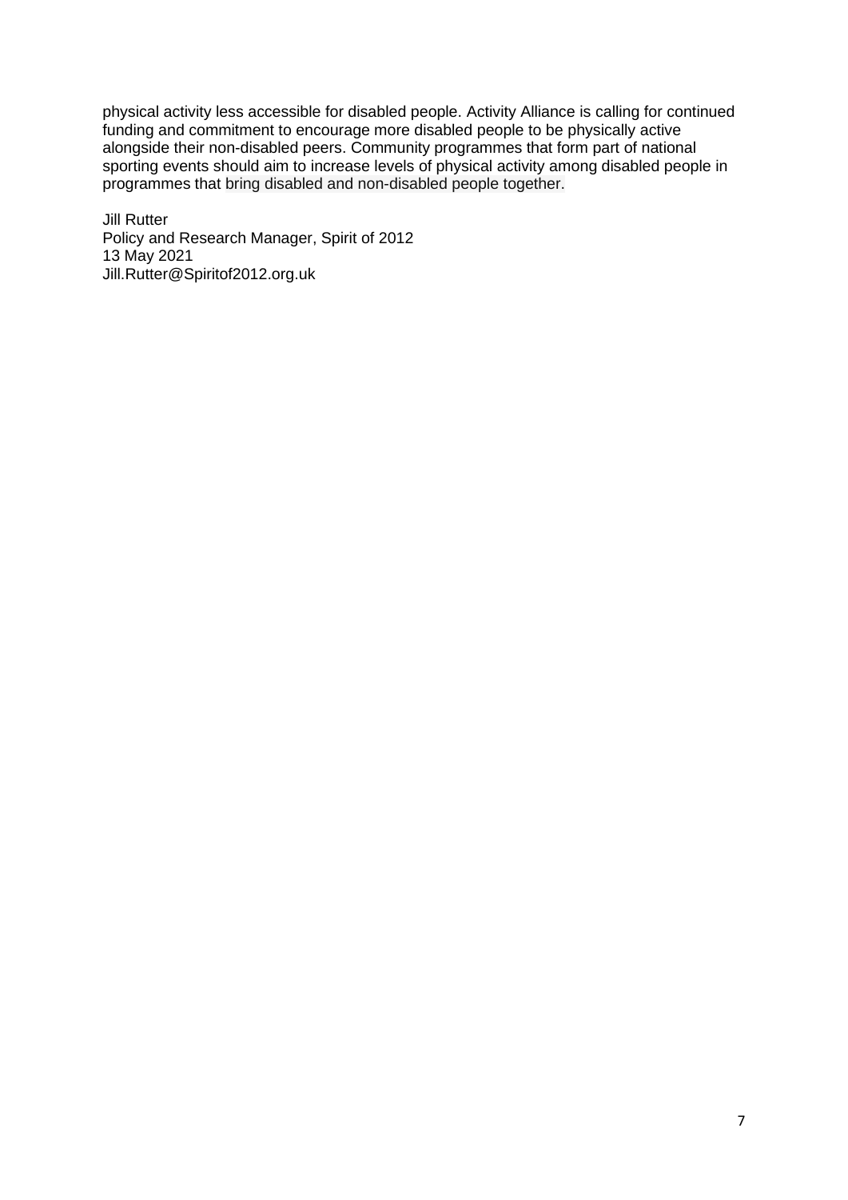physical activity less accessible for disabled people. Activity Alliance is calling for continued funding and commitment to encourage more disabled people to be physically active alongside their non-disabled peers. Community programmes that form part of national sporting events should aim to increase levels of physical activity among disabled people in programmes that bring disabled and non-disabled people together.

Jill Rutter
Policy and Research Manager, Spirit of 2012
13 May 2021
Jill.Rutter@Spiritof2012.org.uk